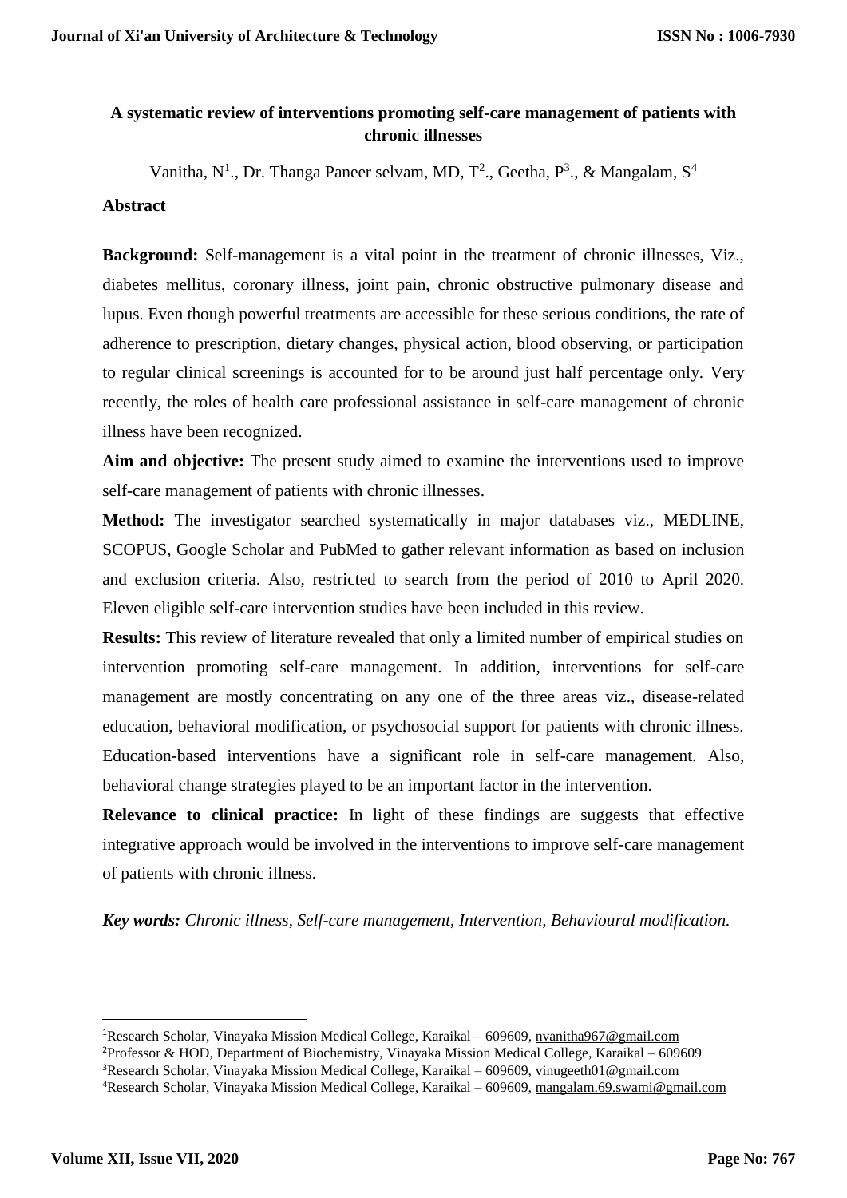# A systematic review of interventions promoting self-care management of patients with chronic illnesses

Vanitha, N[1]., Dr. Thanga Paneer selvam, MD, T[2]., Geetha, P[3]., & Mangalam, S[4]

## Abstract

**Background:** Self-management is a vital point in the treatment of chronic illnesses, Viz., diabetes mellitus, coronary illness, joint pain, chronic obstructive pulmonary disease and lupus. Even though powerful treatments are accessible for these serious conditions, the rate of adherence to prescription, dietary changes, physical action, blood observing, or participation to regular clinical screenings is accounted for to be around just half percentage only. Very recently, the roles of health care professional assistance in self-care management of chronic illness have been recognized.

**Aim and objective:** The present study aimed to examine the interventions used to improve self-care management of patients with chronic illnesses.

**Method:** The investigator searched systematically in major databases viz., MEDLINE, SCOPUS, Google Scholar and PubMed to gather relevant information as based on inclusion and exclusion criteria. Also, restricted to search from the period of 2010 to April 2020. Eleven eligible self-care intervention studies have been included in this review.

**Results:** This review of literature revealed that only a limited number of empirical studies on intervention promoting self-care management. In addition, interventions for self-care management are mostly concentrating on any one of the three areas viz., disease-related education, behavioral modification, or psychosocial support for patients with chronic illness. Education-based interventions have a significant role in self-care management. Also, behavioral change strategies played to be an important factor in the intervention.

**Relevance to clinical practice:** In light of these findings are suggests that effective integrative approach would be involved in the interventions to improve self-care management of patients with chronic illness.

***Key words:*** *Chronic illness, Self-care management, Intervention, Behavioural modification.*

---

[1]Research Scholar, Vinayaka Mission Medical College, Karaikal – 609609, nvanitha967@gmail.com

[2]Professor & HOD, Department of Biochemistry, Vinayaka Mission Medical College, Karaikal – 609609

[3]Research Scholar, Vinayaka Mission Medical College, Karaikal – 609609, vinugeeth01@gmail.com

[4]Research Scholar, Vinayaka Mission Medical College, Karaikal – 609609, mangalam.69.swami@gmail.com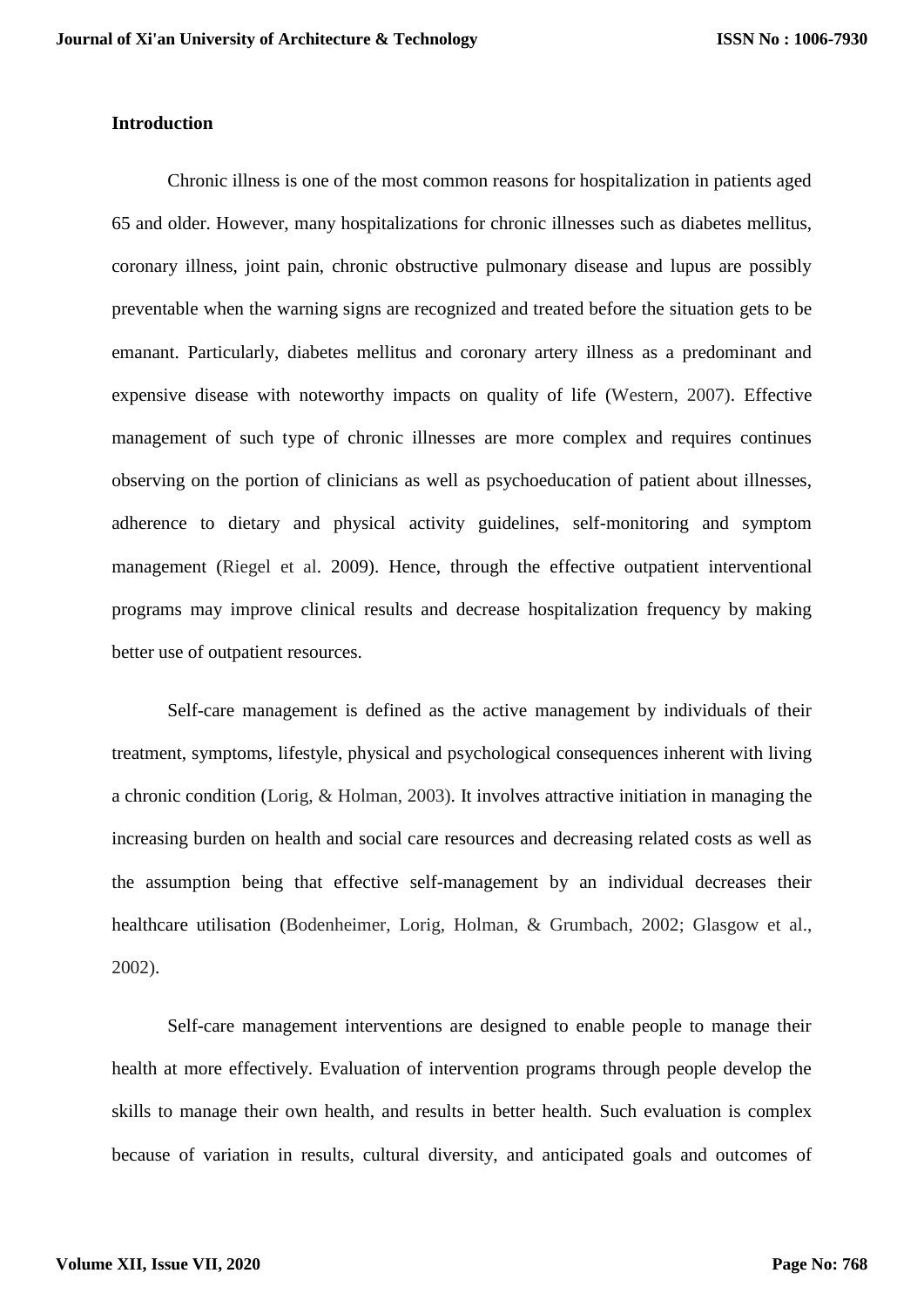**Introduction**

Chronic illness is one of the most common reasons for hospitalization in patients aged 65 and older. However, many hospitalizations for chronic illnesses such as diabetes mellitus, coronary illness, joint pain, chronic obstructive pulmonary disease and lupus are possibly preventable when the warning signs are recognized and treated before the situation gets to be emanant. Particularly, diabetes mellitus and coronary artery illness as a predominant and expensive disease with noteworthy impacts on quality of life (Western, 2007). Effective management of such type of chronic illnesses are more complex and requires continues observing on the portion of clinicians as well as psychoeducation of patient about illnesses, adherence to dietary and physical activity guidelines, self-monitoring and symptom management (Riegel et al. 2009). Hence, through the effective outpatient interventional programs may improve clinical results and decrease hospitalization frequency by making better use of outpatient resources.

Self-care management is defined as the active management by individuals of their treatment, symptoms, lifestyle, physical and psychological consequences inherent with living a chronic condition (Lorig, & Holman, 2003). It involves attractive initiation in managing the increasing burden on health and social care resources and decreasing related costs as well as the assumption being that effective self-management by an individual decreases their healthcare utilisation (Bodenheimer, Lorig, Holman, & Grumbach, 2002; Glasgow et al., 2002).

Self-care management interventions are designed to enable people to manage their health at more effectively. Evaluation of intervention programs through people develop the skills to manage their own health, and results in better health. Such evaluation is complex because of variation in results, cultural diversity, and anticipated goals and outcomes of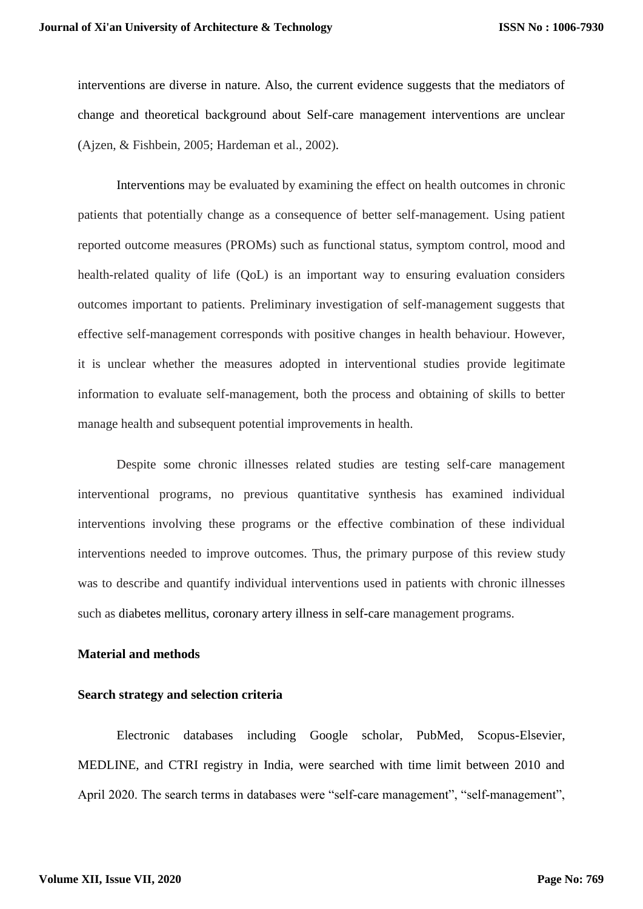interventions are diverse in nature. Also, the current evidence suggests that the mediators of change and theoretical background about Self-care management interventions are unclear (Ajzen, & Fishbein, 2005; Hardeman et al., 2002).

Interventions may be evaluated by examining the effect on health outcomes in chronic patients that potentially change as a consequence of better self-management. Using patient reported outcome measures (PROMs) such as functional status, symptom control, mood and health-related quality of life (QoL) is an important way to ensuring evaluation considers outcomes important to patients. Preliminary investigation of self-management suggests that effective self-management corresponds with positive changes in health behaviour. However, it is unclear whether the measures adopted in interventional studies provide legitimate information to evaluate self-management, both the process and obtaining of skills to better manage health and subsequent potential improvements in health.

Despite some chronic illnesses related studies are testing self-care management interventional programs, no previous quantitative synthesis has examined individual interventions involving these programs or the effective combination of these individual interventions needed to improve outcomes. Thus, the primary purpose of this review study was to describe and quantify individual interventions used in patients with chronic illnesses such as diabetes mellitus, coronary artery illness in self-care management programs.

## Material and methods

### Search strategy and selection criteria

Electronic databases including Google scholar, PubMed, Scopus-Elsevier, MEDLINE, and CTRI registry in India, were searched with time limit between 2010 and April 2020. The search terms in databases were "self-care management", "self-management",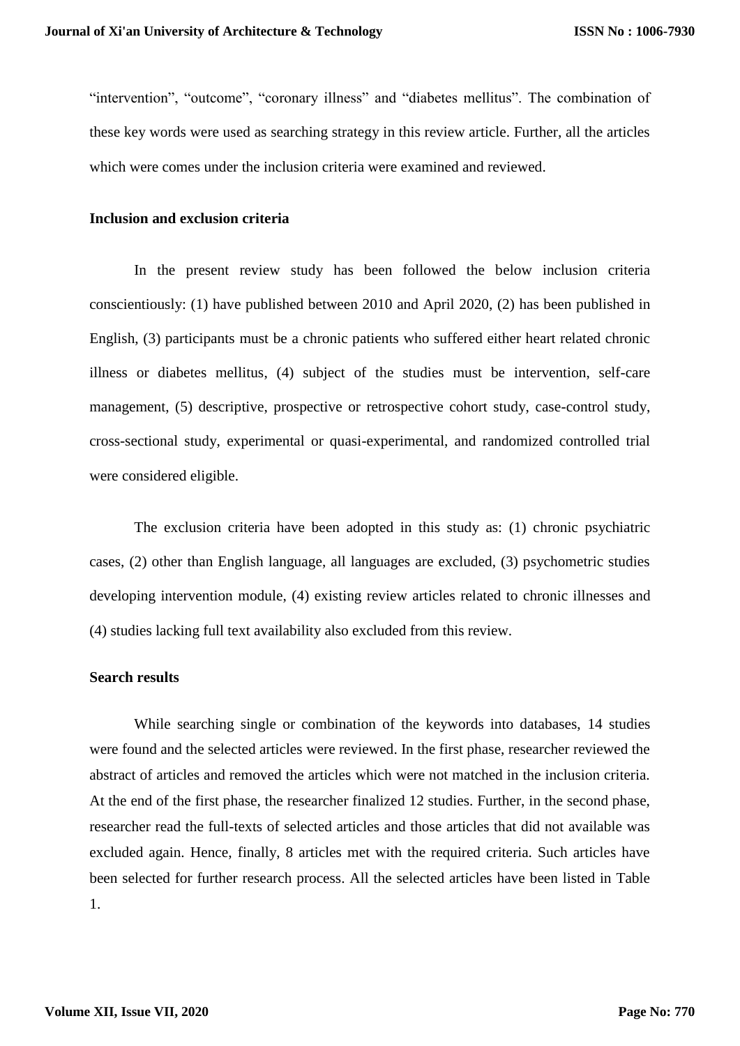"intervention", "outcome", "coronary illness" and "diabetes mellitus". The combination of these key words were used as searching strategy in this review article. Further, all the articles which were comes under the inclusion criteria were examined and reviewed.

**Inclusion and exclusion criteria**

In the present review study has been followed the below inclusion criteria conscientiously: (1) have published between 2010 and April 2020, (2) has been published in English, (3) participants must be a chronic patients who suffered either heart related chronic illness or diabetes mellitus, (4) subject of the studies must be intervention, self-care management, (5) descriptive, prospective or retrospective cohort study, case-control study, cross-sectional study, experimental or quasi-experimental, and randomized controlled trial were considered eligible.

The exclusion criteria have been adopted in this study as: (1) chronic psychiatric cases, (2) other than English language, all languages are excluded, (3) psychometric studies developing intervention module, (4) existing review articles related to chronic illnesses and (4) studies lacking full text availability also excluded from this review.

**Search results**

While searching single or combination of the keywords into databases, 14 studies were found and the selected articles were reviewed. In the first phase, researcher reviewed the abstract of articles and removed the articles which were not matched in the inclusion criteria. At the end of the first phase, the researcher finalized 12 studies. Further, in the second phase, researcher read the full-texts of selected articles and those articles that did not available was excluded again. Hence, finally, 8 articles met with the required criteria. Such articles have been selected for further research process. All the selected articles have been listed in Table 1.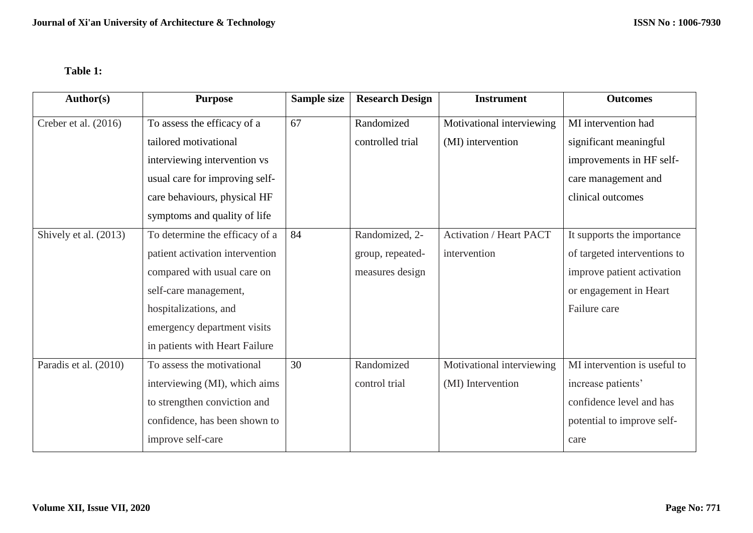**Table 1:**

| Author(s) | Purpose | Sample size | Research Design | Instrument | Outcomes |
|---|---|---|---|---|---|
| Creber et al. (2016) | To assess the efficacy of a tailored motivational interviewing intervention vs usual care for improving self-care behaviours, physical HF symptoms and quality of life | 67 | Randomized controlled trial | Motivational interviewing (MI) intervention | MI intervention had significant meaningful improvements in HF self-care management and clinical outcomes |
| Shively et al. (2013) | To determine the efficacy of a patient activation intervention compared with usual care on self-care management, hospitalizations, and emergency department visits in patients with Heart Failure | 84 | Randomized, 2-group, repeated-measures design | Activation / Heart PACT intervention | It supports the importance of targeted interventions to improve patient activation or engagement in Heart Failure care |
| Paradis et al. (2010) | To assess the motivational interviewing (MI), which aims to strengthen conviction and confidence, has been shown to improve self-care | 30 | Randomized control trial | Motivational interviewing (MI) Intervention | MI intervention is useful to increase patients' confidence level and has potential to improve self-care |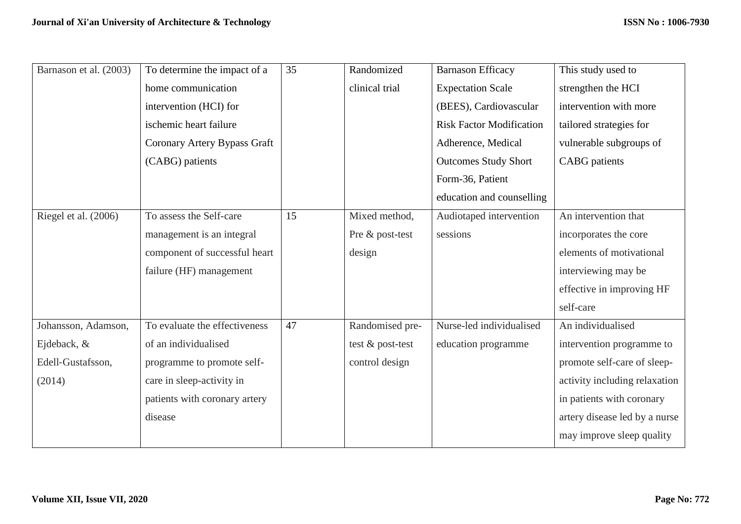| | | | | | |
|---|---|---|---|---|---|
| Barnason et al. (2003) | To determine the impact of a home communication intervention (HCI) for ischemic heart failure Coronary Artery Bypass Graft (CABG) patients | 35 | Randomized clinical trial | Barnason Efficacy Expectation Scale (BEES), Cardiovascular Risk Factor Modification Adherence, Medical Outcomes Study Short Form-36, Patient education and counselling | This study used to strengthen the HCI intervention with more tailored strategies for vulnerable subgroups of CABG patients |
| Riegel et al. (2006) | To assess the Self-care management is an integral component of successful heart failure (HF) management | 15 | Mixed method, Pre & post-test design | Audiotaped intervention sessions | An intervention that incorporates the core elements of motivational interviewing may be effective in improving HF self-care |
| Johansson, Adamson, Ejdeback, & Edell-Gustafsson, (2014) | To evaluate the effectiveness of an individualised programme to promote self-care in sleep-activity in patients with coronary artery disease | 47 | Randomised pre-test & post-test control design | Nurse-led individualised education programme | An individualised intervention programme to promote self-care of sleep-activity including relaxation in patients with coronary artery disease led by a nurse may improve sleep quality |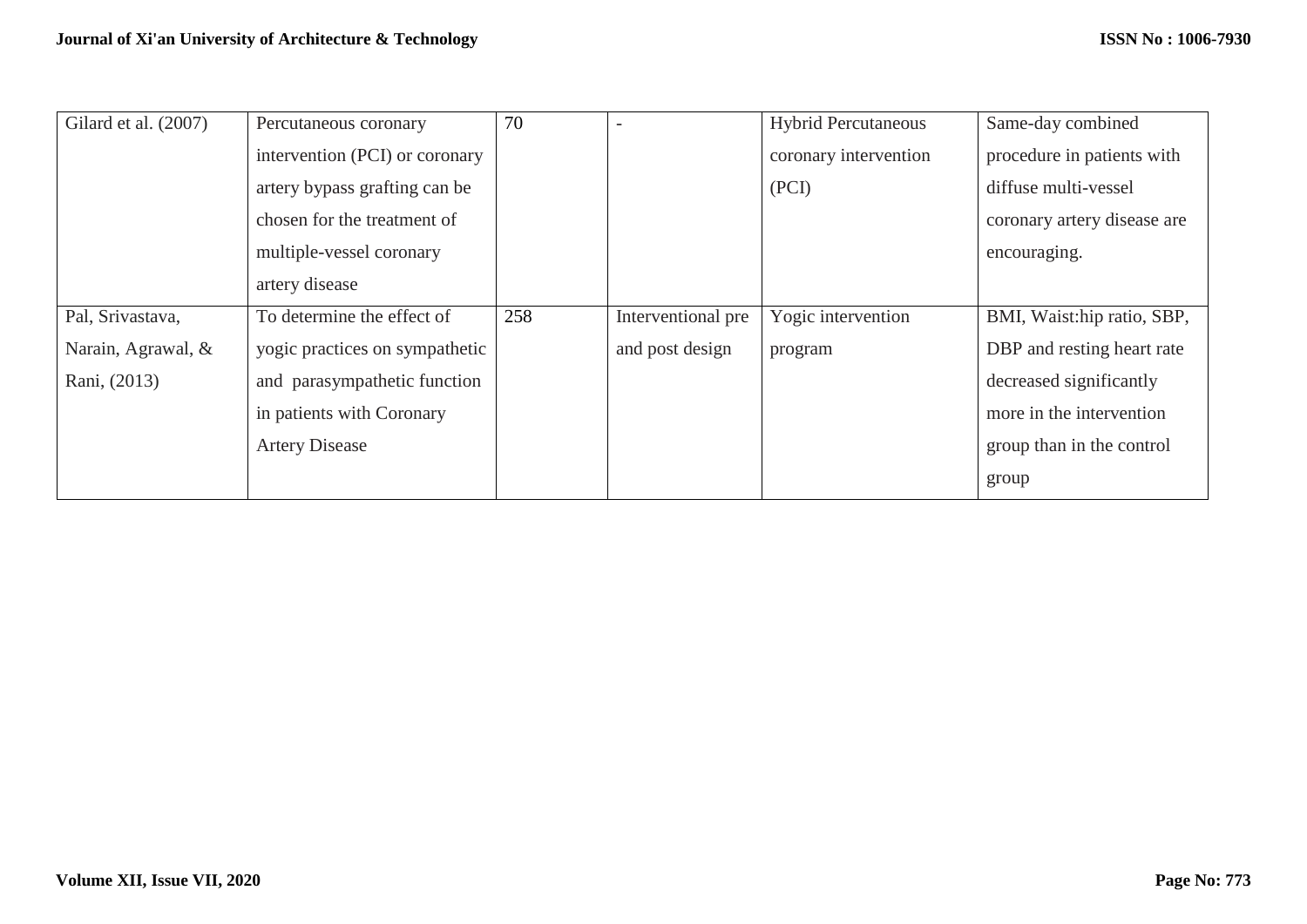| | | | | | |
|---|---|---|---|---|---|
| Gilard et al. (2007) | Percutaneous coronary intervention (PCI) or coronary artery bypass grafting can be chosen for the treatment of multiple-vessel coronary artery disease | 70 | - | Hybrid Percutaneous coronary intervention (PCI) | Same-day combined procedure in patients with diffuse multi-vessel coronary artery disease are encouraging. |
| Pal, Srivastava, Narain, Agrawal, & Rani, (2013) | To determine the effect of yogic practices on sympathetic and parasympathetic function in patients with Coronary Artery Disease | 258 | Interventional pre and post design | Yogic intervention program | BMI, Waist:hip ratio, SBP, DBP and resting heart rate decreased significantly more in the intervention group than in the control group |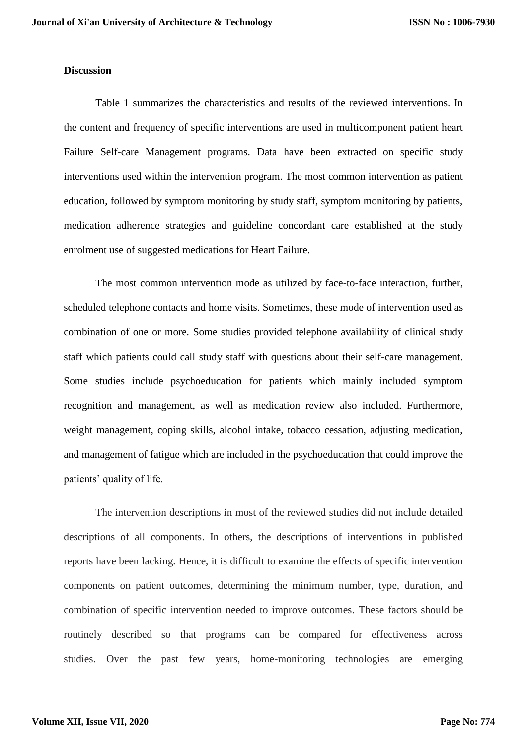**Discussion**

Table 1 summarizes the characteristics and results of the reviewed interventions. In the content and frequency of specific interventions are used in multicomponent patient heart Failure Self-care Management programs. Data have been extracted on specific study interventions used within the intervention program. The most common intervention as patient education, followed by symptom monitoring by study staff, symptom monitoring by patients, medication adherence strategies and guideline concordant care established at the study enrolment use of suggested medications for Heart Failure.

The most common intervention mode as utilized by face-to-face interaction, further, scheduled telephone contacts and home visits. Sometimes, these mode of intervention used as combination of one or more. Some studies provided telephone availability of clinical study staff which patients could call study staff with questions about their self-care management. Some studies include psychoeducation for patients which mainly included symptom recognition and management, as well as medication review also included. Furthermore, weight management, coping skills, alcohol intake, tobacco cessation, adjusting medication, and management of fatigue which are included in the psychoeducation that could improve the patients' quality of life.

The intervention descriptions in most of the reviewed studies did not include detailed descriptions of all components. In others, the descriptions of interventions in published reports have been lacking. Hence, it is difficult to examine the effects of specific intervention components on patient outcomes, determining the minimum number, type, duration, and combination of specific intervention needed to improve outcomes. These factors should be routinely described so that programs can be compared for effectiveness across studies. Over the past few years, home-monitoring technologies are emerging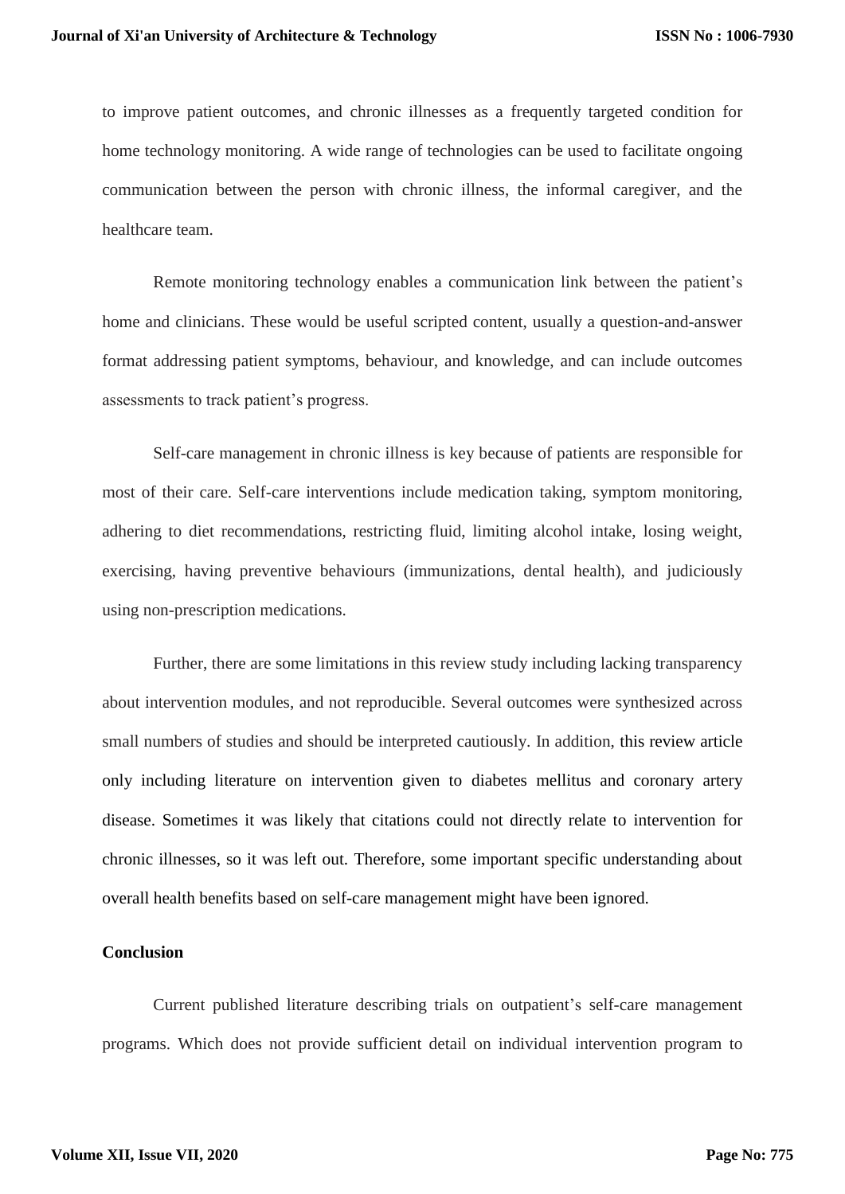to improve patient outcomes, and chronic illnesses as a frequently targeted condition for home technology monitoring. A wide range of technologies can be used to facilitate ongoing communication between the person with chronic illness, the informal caregiver, and the healthcare team.

Remote monitoring technology enables a communication link between the patient's home and clinicians. These would be useful scripted content, usually a question-and-answer format addressing patient symptoms, behaviour, and knowledge, and can include outcomes assessments to track patient's progress.

Self-care management in chronic illness is key because of patients are responsible for most of their care. Self-care interventions include medication taking, symptom monitoring, adhering to diet recommendations, restricting fluid, limiting alcohol intake, losing weight, exercising, having preventive behaviours (immunizations, dental health), and judiciously using non-prescription medications.

Further, there are some limitations in this review study including lacking transparency about intervention modules, and not reproducible. Several outcomes were synthesized across small numbers of studies and should be interpreted cautiously. In addition, this review article only including literature on intervention given to diabetes mellitus and coronary artery disease. Sometimes it was likely that citations could not directly relate to intervention for chronic illnesses, so it was left out. Therefore, some important specific understanding about overall health benefits based on self-care management might have been ignored.

**Conclusion**

Current published literature describing trials on outpatient's self-care management programs. Which does not provide sufficient detail on individual intervention program to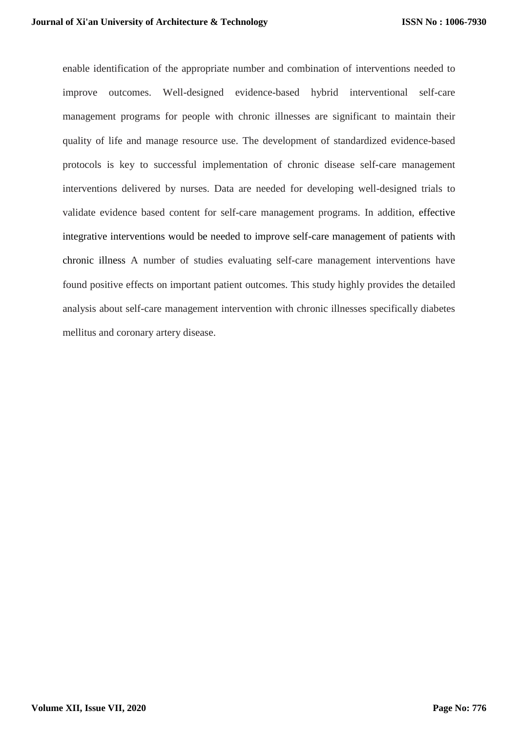enable identification of the appropriate number and combination of interventions needed to improve outcomes. Well-designed evidence-based hybrid interventional self-care management programs for people with chronic illnesses are significant to maintain their quality of life and manage resource use. The development of standardized evidence-based protocols is key to successful implementation of chronic disease self-care management interventions delivered by nurses. Data are needed for developing well-designed trials to validate evidence based content for self-care management programs. In addition, effective integrative interventions would be needed to improve self-care management of patients with chronic illness A number of studies evaluating self-care management interventions have found positive effects on important patient outcomes. This study highly provides the detailed analysis about self-care management intervention with chronic illnesses specifically diabetes mellitus and coronary artery disease.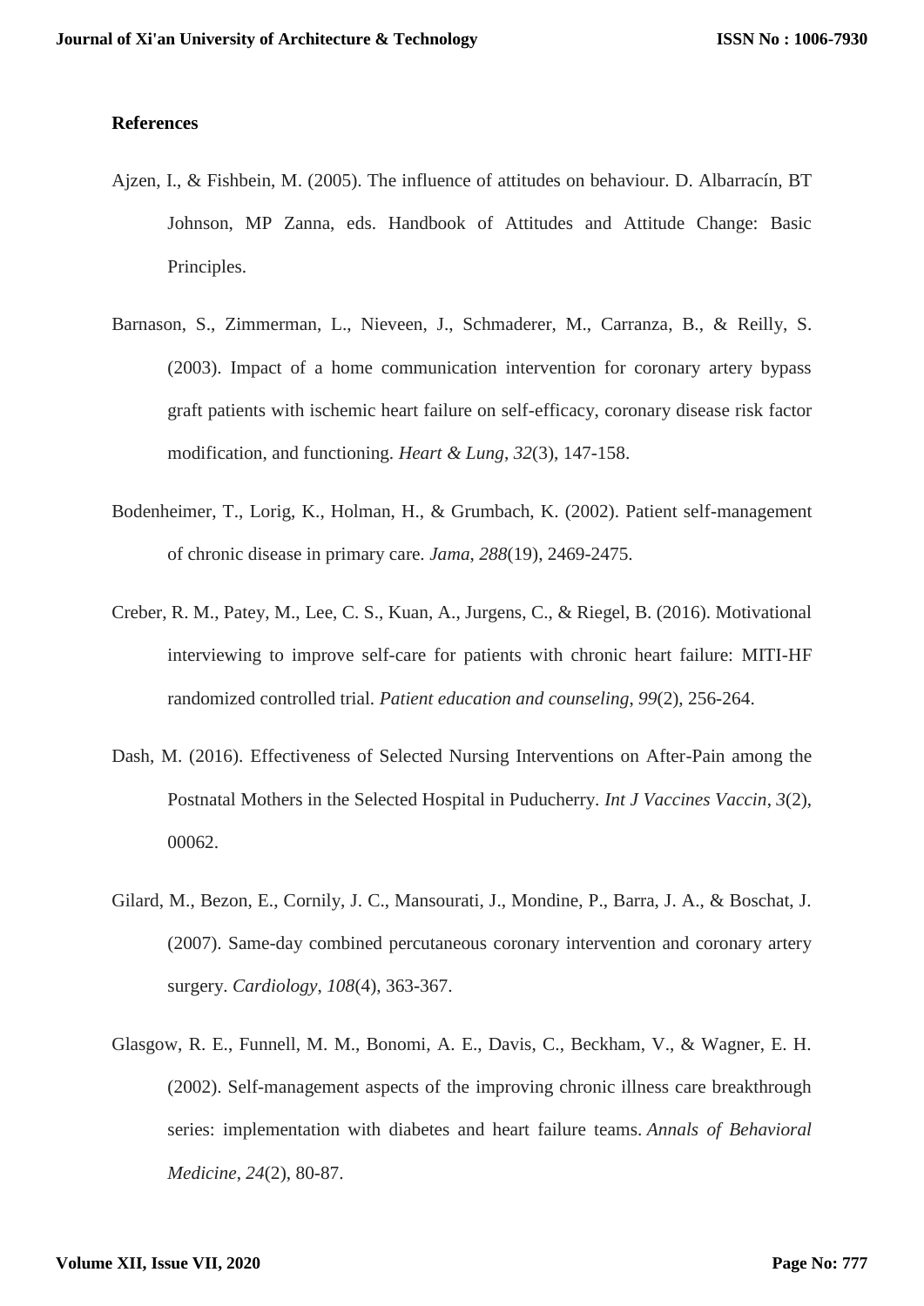**References**

Ajzen, I., & Fishbein, M. (2005). The influence of attitudes on behaviour. D. Albarracín, BT Johnson, MP Zanna, eds. Handbook of Attitudes and Attitude Change: Basic Principles.

Barnason, S., Zimmerman, L., Nieveen, J., Schmaderer, M., Carranza, B., & Reilly, S. (2003). Impact of a home communication intervention for coronary artery bypass graft patients with ischemic heart failure on self-efficacy, coronary disease risk factor modification, and functioning. *Heart & Lung*, *32*(3), 147-158.

Bodenheimer, T., Lorig, K., Holman, H., & Grumbach, K. (2002). Patient self-management of chronic disease in primary care. *Jama*, *288*(19), 2469-2475.

Creber, R. M., Patey, M., Lee, C. S., Kuan, A., Jurgens, C., & Riegel, B. (2016). Motivational interviewing to improve self-care for patients with chronic heart failure: MITI-HF randomized controlled trial. *Patient education and counseling*, *99*(2), 256-264.

Dash, M. (2016). Effectiveness of Selected Nursing Interventions on After-Pain among the Postnatal Mothers in the Selected Hospital in Puducherry. *Int J Vaccines Vaccin*, *3*(2), 00062.

Gilard, M., Bezon, E., Cornily, J. C., Mansourati, J., Mondine, P., Barra, J. A., & Boschat, J. (2007). Same-day combined percutaneous coronary intervention and coronary artery surgery. *Cardiology*, *108*(4), 363-367.

Glasgow, R. E., Funnell, M. M., Bonomi, A. E., Davis, C., Beckham, V., & Wagner, E. H. (2002). Self-management aspects of the improving chronic illness care breakthrough series: implementation with diabetes and heart failure teams. *Annals of Behavioral Medicine*, *24*(2), 80-87.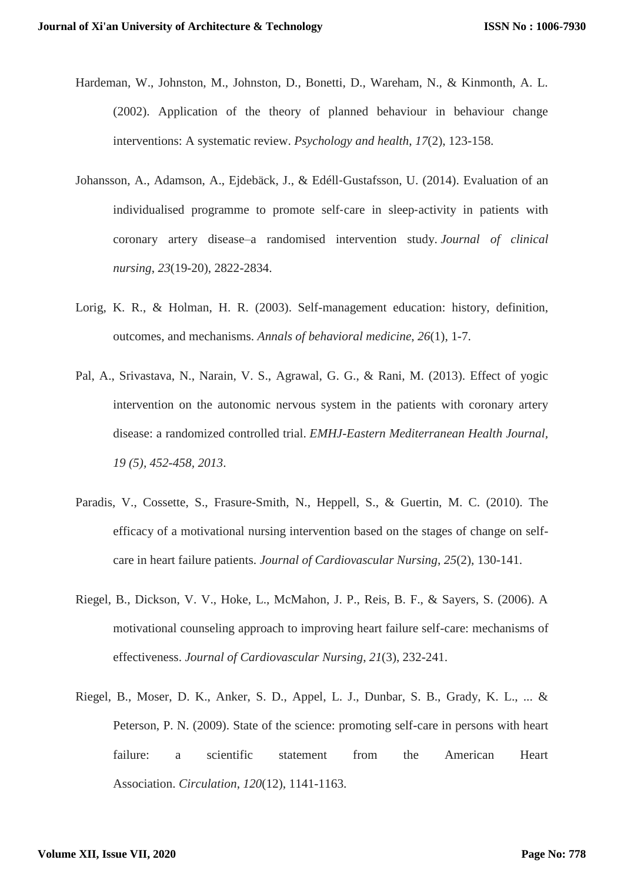Hardeman, W., Johnston, M., Johnston, D., Bonetti, D., Wareham, N., & Kinmonth, A. L. (2002). Application of the theory of planned behaviour in behaviour change interventions: A systematic review. *Psychology and health*, *17*(2), 123-158.

Johansson, A., Adamson, A., Ejdebäck, J., & Edéll-Gustafsson, U. (2014). Evaluation of an individualised programme to promote self-care in sleep-activity in patients with coronary artery disease–a randomised intervention study. *Journal of clinical nursing*, *23*(19-20), 2822-2834.

Lorig, K. R., & Holman, H. R. (2003). Self-management education: history, definition, outcomes, and mechanisms. *Annals of behavioral medicine*, *26*(1), 1-7.

Pal, A., Srivastava, N., Narain, V. S., Agrawal, G. G., & Rani, M. (2013). Effect of yogic intervention on the autonomic nervous system in the patients with coronary artery disease: a randomized controlled trial. *EMHJ-Eastern Mediterranean Health Journal, 19 (5), 452-458, 2013*.

Paradis, V., Cossette, S., Frasure-Smith, N., Heppell, S., & Guertin, M. C. (2010). The efficacy of a motivational nursing intervention based on the stages of change on self-care in heart failure patients. *Journal of Cardiovascular Nursing*, *25*(2), 130-141.

Riegel, B., Dickson, V. V., Hoke, L., McMahon, J. P., Reis, B. F., & Sayers, S. (2006). A motivational counseling approach to improving heart failure self-care: mechanisms of effectiveness. *Journal of Cardiovascular Nursing*, *21*(3), 232-241.

Riegel, B., Moser, D. K., Anker, S. D., Appel, L. J., Dunbar, S. B., Grady, K. L., ... & Peterson, P. N. (2009). State of the science: promoting self-care in persons with heart failure: a scientific statement from the American Heart Association. *Circulation*, *120*(12), 1141-1163.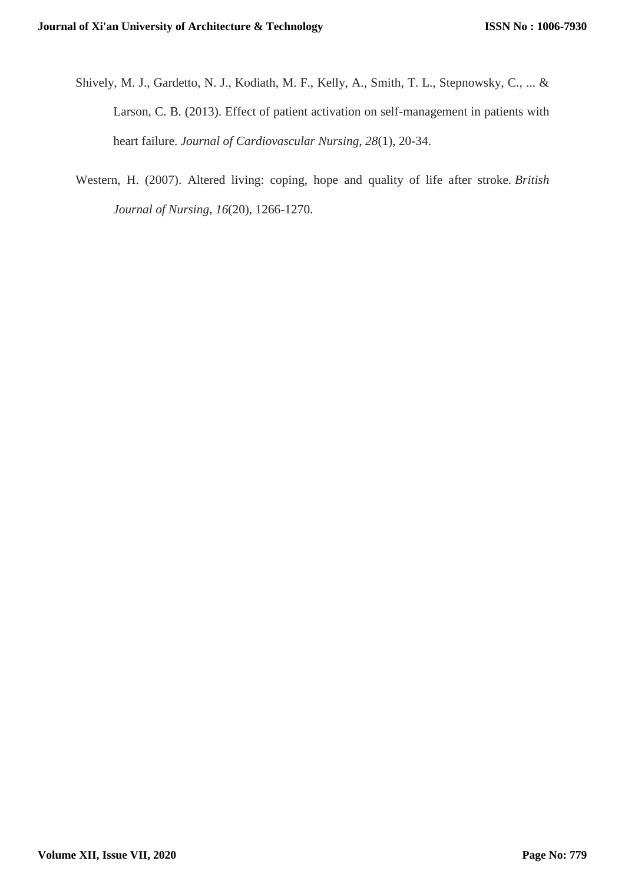Shively, M. J., Gardetto, N. J., Kodiath, M. F., Kelly, A., Smith, T. L., Stepnowsky, C., ... & Larson, C. B. (2013). Effect of patient activation on self-management in patients with heart failure. *Journal of Cardiovascular Nursing*, *28*(1), 20-34.

Western, H. (2007). Altered living: coping, hope and quality of life after stroke. *British Journal of Nursing*, *16*(20), 1266-1270.